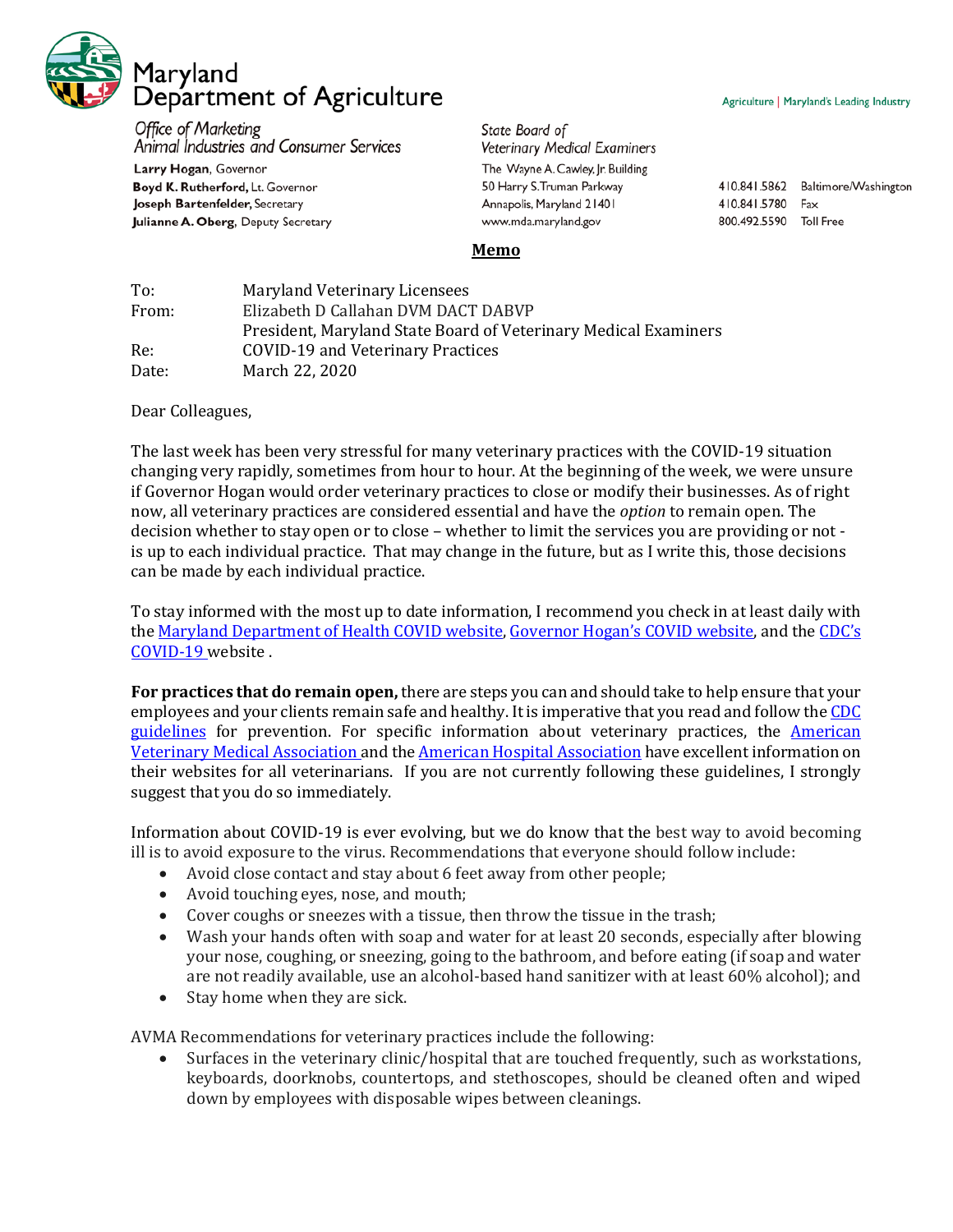# Maryland Department of Agriculture

Agriculture | Maryland's Leading Industry

*Office of Marketing*
*Animal Industries and Consumer Services*

**Larry Hogan**, Governor
**Boyd K. Rutherford**, Lt. Governor
**Joseph Bartenfelder**, Secretary
**Julianne A. Oberg**, Deputy Secretary

*State Board of*
*Veterinary Medical Examiners*

The Wayne A. Cawley, Jr. Building
50 Harry S. Truman Parkway
Annapolis, Maryland 21401
www.mda.maryland.gov

410.841.5862 Baltimore/Washington
410.841.5780 Fax
800.492.5590 Toll Free

## Memo

To: Maryland Veterinary Licensees
From: Elizabeth D Callahan DVM DACT DABVP
President, Maryland State Board of Veterinary Medical Examiners
Re: COVID-19 and Veterinary Practices
Date: March 22, 2020

Dear Colleagues,

The last week has been very stressful for many veterinary practices with the COVID-19 situation changing very rapidly, sometimes from hour to hour. At the beginning of the week, we were unsure if Governor Hogan would order veterinary practices to close or modify their businesses. As of right now, all veterinary practices are considered essential and have the *option* to remain open. The decision whether to stay open or to close – whether to limit the services you are providing or not - is up to each individual practice. That may change in the future, but as I write this, those decisions can be made by each individual practice.

To stay informed with the most up to date information, I recommend you check in at least daily with the Maryland Department of Health COVID website, Governor Hogan's COVID website, and the CDC's COVID-19 website .

**For practices that do remain open,** there are steps you can and should take to help ensure that your employees and your clients remain safe and healthy. It is imperative that you read and follow the CDC guidelines for prevention. For specific information about veterinary practices, the American Veterinary Medical Association and the American Hospital Association have excellent information on their websites for all veterinarians. If you are not currently following these guidelines, I strongly suggest that you do so immediately.

Information about COVID-19 is ever evolving, but we do know that the best way to avoid becoming ill is to avoid exposure to the virus. Recommendations that everyone should follow include:

- Avoid close contact and stay about 6 feet away from other people;
- Avoid touching eyes, nose, and mouth;
- Cover coughs or sneezes with a tissue, then throw the tissue in the trash;
- Wash your hands often with soap and water for at least 20 seconds, especially after blowing your nose, coughing, or sneezing, going to the bathroom, and before eating (if soap and water are not readily available, use an alcohol-based hand sanitizer with at least 60% alcohol); and
- Stay home when they are sick.

AVMA Recommendations for veterinary practices include the following:

- Surfaces in the veterinary clinic/hospital that are touched frequently, such as workstations, keyboards, doorknobs, countertops, and stethoscopes, should be cleaned often and wiped down by employees with disposable wipes between cleanings.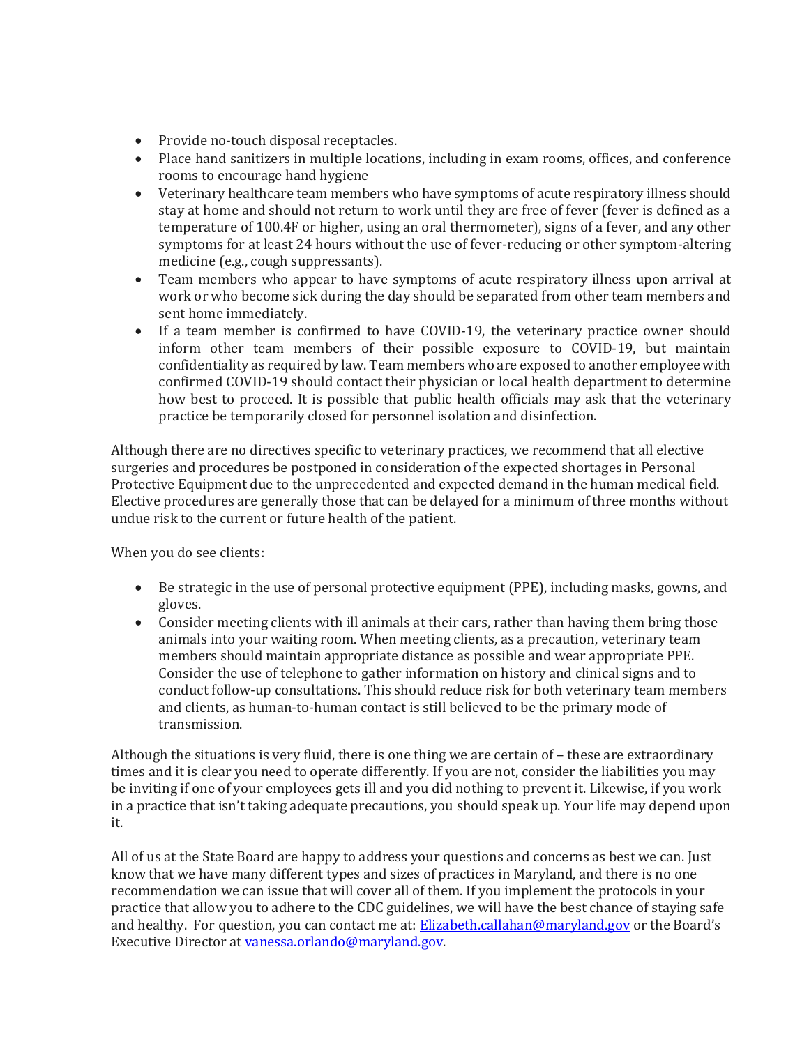- Provide no-touch disposal receptacles.
- Place hand sanitizers in multiple locations, including in exam rooms, offices, and conference rooms to encourage hand hygiene
- Veterinary healthcare team members who have symptoms of acute respiratory illness should stay at home and should not return to work until they are free of fever (fever is defined as a temperature of 100.4F or higher, using an oral thermometer), signs of a fever, and any other symptoms for at least 24 hours without the use of fever-reducing or other symptom-altering medicine (e.g., cough suppressants).
- Team members who appear to have symptoms of acute respiratory illness upon arrival at work or who become sick during the day should be separated from other team members and sent home immediately.
- If a team member is confirmed to have COVID-19, the veterinary practice owner should inform other team members of their possible exposure to COVID-19, but maintain confidentiality as required by law. Team members who are exposed to another employee with confirmed COVID-19 should contact their physician or local health department to determine how best to proceed. It is possible that public health officials may ask that the veterinary practice be temporarily closed for personnel isolation and disinfection.

Although there are no directives specific to veterinary practices, we recommend that all elective surgeries and procedures be postponed in consideration of the expected shortages in Personal Protective Equipment due to the unprecedented and expected demand in the human medical field. Elective procedures are generally those that can be delayed for a minimum of three months without undue risk to the current or future health of the patient.

When you do see clients:

- Be strategic in the use of personal protective equipment (PPE), including masks, gowns, and gloves.
- Consider meeting clients with ill animals at their cars, rather than having them bring those animals into your waiting room. When meeting clients, as a precaution, veterinary team members should maintain appropriate distance as possible and wear appropriate PPE. Consider the use of telephone to gather information on history and clinical signs and to conduct follow-up consultations. This should reduce risk for both veterinary team members and clients, as human-to-human contact is still believed to be the primary mode of transmission.

Although the situations is very fluid, there is one thing we are certain of – these are extraordinary times and it is clear you need to operate differently. If you are not, consider the liabilities you may be inviting if one of your employees gets ill and you did nothing to prevent it. Likewise, if you work in a practice that isn't taking adequate precautions, you should speak up. Your life may depend upon it.

All of us at the State Board are happy to address your questions and concerns as best we can. Just know that we have many different types and sizes of practices in Maryland, and there is no one recommendation we can issue that will cover all of them. If you implement the protocols in your practice that allow you to adhere to the CDC guidelines, we will have the best chance of staying safe and healthy. For question, you can contact me at: [Elizabeth.callahan@maryland.gov](mailto:Elizabeth.callahan@maryland.gov) or the Board's Executive Director at [vanessa.orlando@maryland.gov](mailto:vanessa.orlando@maryland.gov).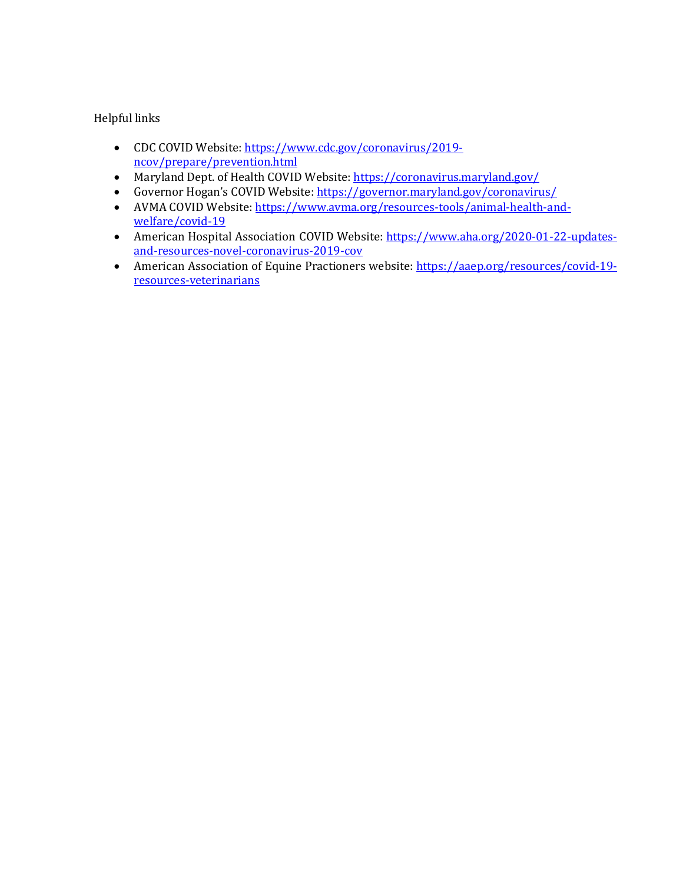Helpful links

- CDC COVID Website: https://www.cdc.gov/coronavirus/2019-ncov/prepare/prevention.html
- Maryland Dept. of Health COVID Website: https://coronavirus.maryland.gov/
- Governor Hogan's COVID Website: https://governor.maryland.gov/coronavirus/
- AVMA COVID Website: https://www.avma.org/resources-tools/animal-health-and-welfare/covid-19
- American Hospital Association COVID Website: https://www.aha.org/2020-01-22-updates-and-resources-novel-coronavirus-2019-cov
- American Association of Equine Practioners website: https://aaep.org/resources/covid-19-resources-veterinarians